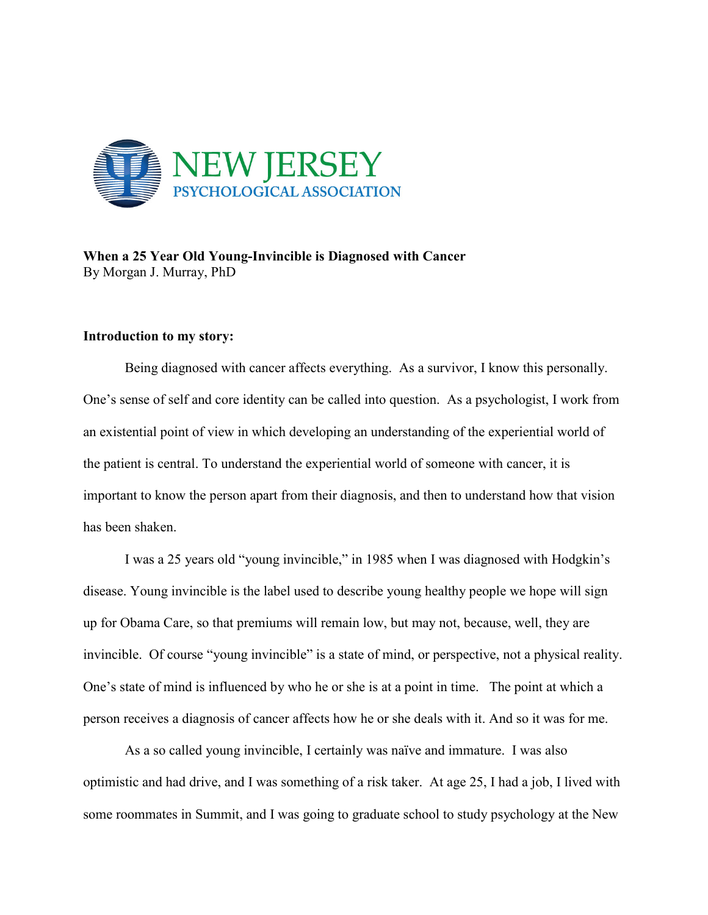NEW JERSEY
PSYCHOLOGICAL ASSOCIATION

**When a 25 Year Old Young-Invincible is Diagnosed with Cancer**
By Morgan J. Murray, PhD

**Introduction to my story:**

Being diagnosed with cancer affects everything. As a survivor, I know this personally. One's sense of self and core identity can be called into question. As a psychologist, I work from an existential point of view in which developing an understanding of the experiential world of the patient is central. To understand the experiential world of someone with cancer, it is important to know the person apart from their diagnosis, and then to understand how that vision has been shaken.

I was a 25 years old "young invincible," in 1985 when I was diagnosed with Hodgkin's disease. Young invincible is the label used to describe young healthy people we hope will sign up for Obama Care, so that premiums will remain low, but may not, because, well, they are invincible. Of course "young invincible" is a state of mind, or perspective, not a physical reality. One's state of mind is influenced by who he or she is at a point in time. The point at which a person receives a diagnosis of cancer affects how he or she deals with it. And so it was for me.

As a so called young invincible, I certainly was naïve and immature. I was also optimistic and had drive, and I was something of a risk taker. At age 25, I had a job, I lived with some roommates in Summit, and I was going to graduate school to study psychology at the New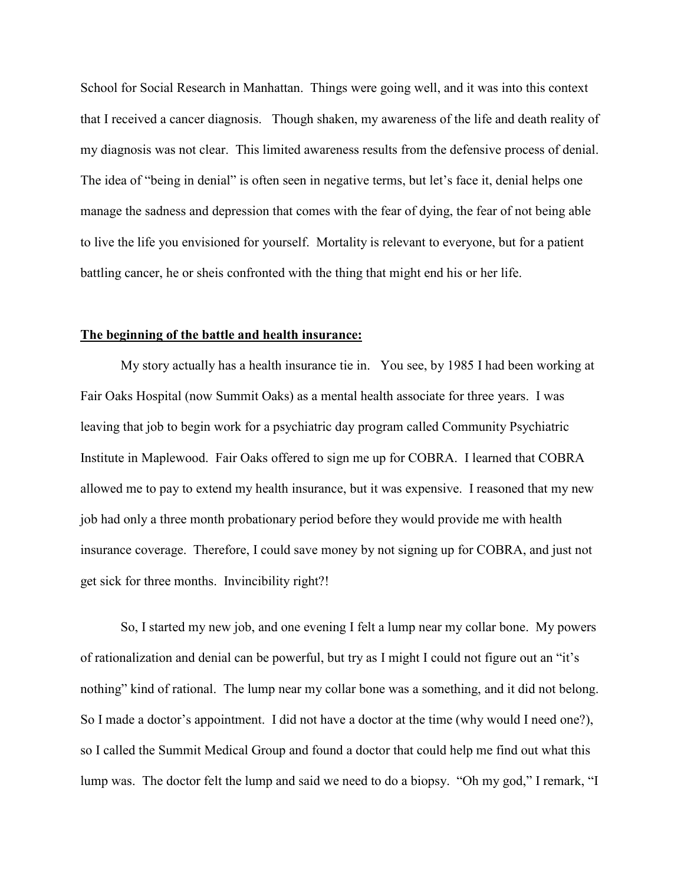School for Social Research in Manhattan. Things were going well, and it was into this context that I received a cancer diagnosis. Though shaken, my awareness of the life and death reality of my diagnosis was not clear. This limited awareness results from the defensive process of denial. The idea of "being in denial" is often seen in negative terms, but let's face it, denial helps one manage the sadness and depression that comes with the fear of dying, the fear of not being able to live the life you envisioned for yourself. Mortality is relevant to everyone, but for a patient battling cancer, he or sheis confronted with the thing that might end his or her life.

**The beginning of the battle and health insurance:**

My story actually has a health insurance tie in. You see, by 1985 I had been working at Fair Oaks Hospital (now Summit Oaks) as a mental health associate for three years. I was leaving that job to begin work for a psychiatric day program called Community Psychiatric Institute in Maplewood. Fair Oaks offered to sign me up for COBRA. I learned that COBRA allowed me to pay to extend my health insurance, but it was expensive. I reasoned that my new job had only a three month probationary period before they would provide me with health insurance coverage. Therefore, I could save money by not signing up for COBRA, and just not get sick for three months. Invincibility right?!

So, I started my new job, and one evening I felt a lump near my collar bone. My powers of rationalization and denial can be powerful, but try as I might I could not figure out an "it's nothing" kind of rational. The lump near my collar bone was a something, and it did not belong. So I made a doctor's appointment. I did not have a doctor at the time (why would I need one?), so I called the Summit Medical Group and found a doctor that could help me find out what this lump was. The doctor felt the lump and said we need to do a biopsy. "Oh my god," I remark, "I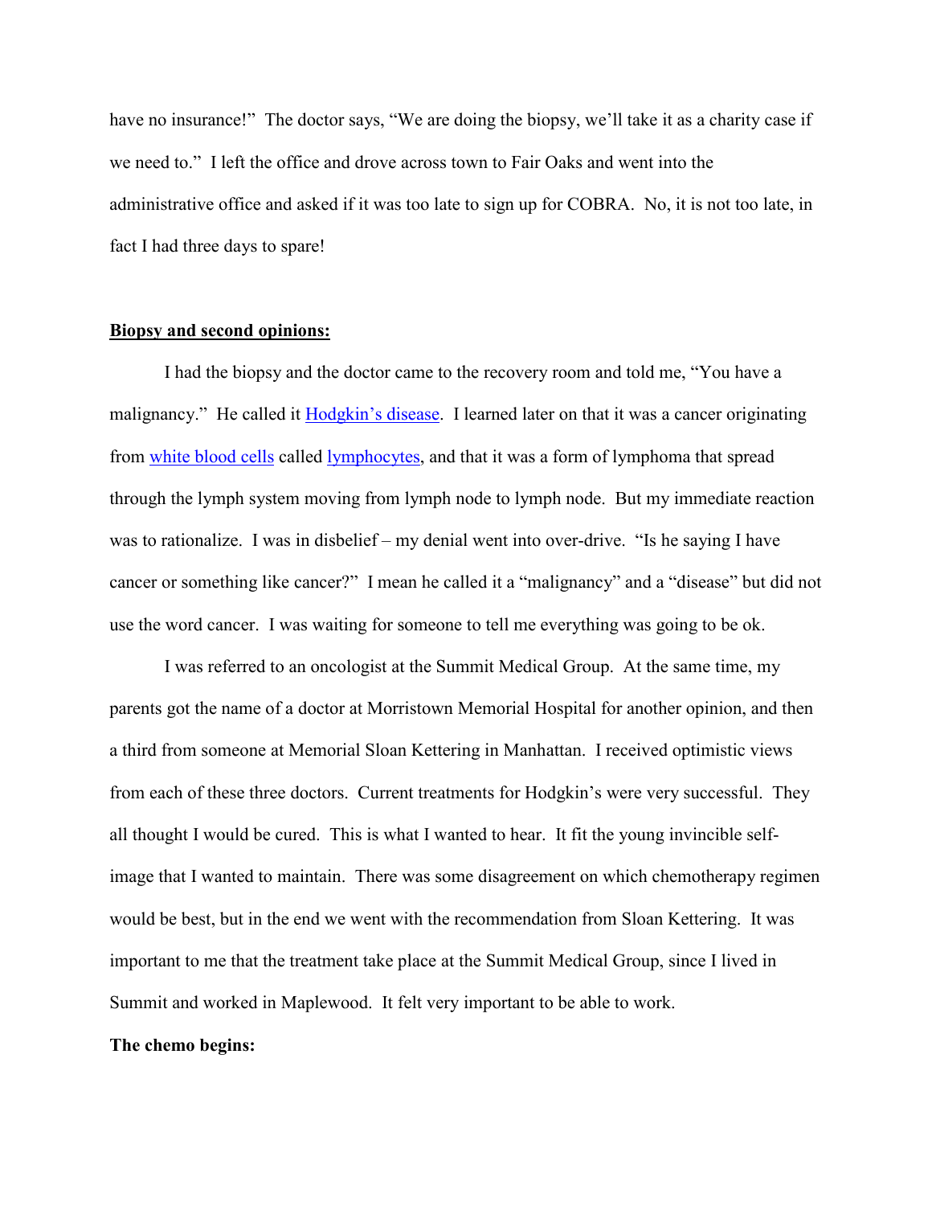have no insurance!" The doctor says, "We are doing the biopsy, we'll take it as a charity case if we need to." I left the office and drove across town to Fair Oaks and went into the administrative office and asked if it was too late to sign up for COBRA. No, it is not too late, in fact I had three days to spare!

## Biopsy and second opinions:

I had the biopsy and the doctor came to the recovery room and told me, "You have a malignancy." He called it Hodgkin's disease. I learned later on that it was a cancer originating from white blood cells called lymphocytes, and that it was a form of lymphoma that spread through the lymph system moving from lymph node to lymph node. But my immediate reaction was to rationalize. I was in disbelief – my denial went into over-drive. "Is he saying I have cancer or something like cancer?" I mean he called it a "malignancy" and a "disease" but did not use the word cancer. I was waiting for someone to tell me everything was going to be ok.

I was referred to an oncologist at the Summit Medical Group. At the same time, my parents got the name of a doctor at Morristown Memorial Hospital for another opinion, and then a third from someone at Memorial Sloan Kettering in Manhattan. I received optimistic views from each of these three doctors. Current treatments for Hodgkin's were very successful. They all thought I would be cured. This is what I wanted to hear. It fit the young invincible self-image that I wanted to maintain. There was some disagreement on which chemotherapy regimen would be best, but in the end we went with the recommendation from Sloan Kettering. It was important to me that the treatment take place at the Summit Medical Group, since I lived in Summit and worked in Maplewood. It felt very important to be able to work.

## The chemo begins: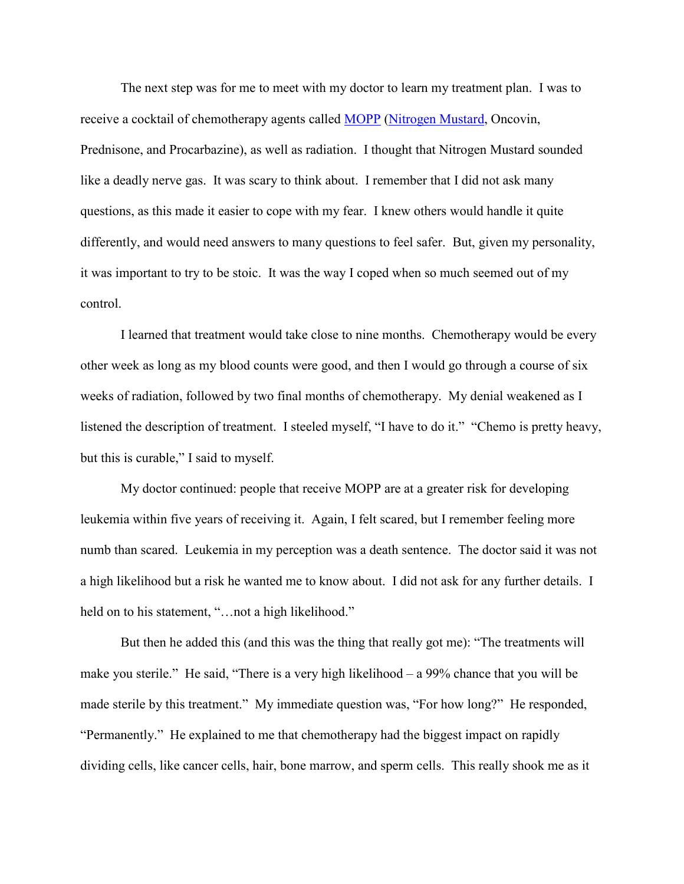The next step was for me to meet with my doctor to learn my treatment plan. I was to receive a cocktail of chemotherapy agents called MOPP (Nitrogen Mustard, Oncovin, Prednisone, and Procarbazine), as well as radiation. I thought that Nitrogen Mustard sounded like a deadly nerve gas. It was scary to think about. I remember that I did not ask many questions, as this made it easier to cope with my fear. I knew others would handle it quite differently, and would need answers to many questions to feel safer. But, given my personality, it was important to try to be stoic. It was the way I coped when so much seemed out of my control.

I learned that treatment would take close to nine months. Chemotherapy would be every other week as long as my blood counts were good, and then I would go through a course of six weeks of radiation, followed by two final months of chemotherapy. My denial weakened as I listened the description of treatment. I steeled myself, "I have to do it." "Chemo is pretty heavy, but this is curable," I said to myself.

My doctor continued: people that receive MOPP are at a greater risk for developing leukemia within five years of receiving it. Again, I felt scared, but I remember feeling more numb than scared. Leukemia in my perception was a death sentence. The doctor said it was not a high likelihood but a risk he wanted me to know about. I did not ask for any further details. I held on to his statement, "…not a high likelihood."

But then he added this (and this was the thing that really got me): "The treatments will make you sterile." He said, "There is a very high likelihood – a 99% chance that you will be made sterile by this treatment." My immediate question was, "For how long?" He responded, "Permanently." He explained to me that chemotherapy had the biggest impact on rapidly dividing cells, like cancer cells, hair, bone marrow, and sperm cells. This really shook me as it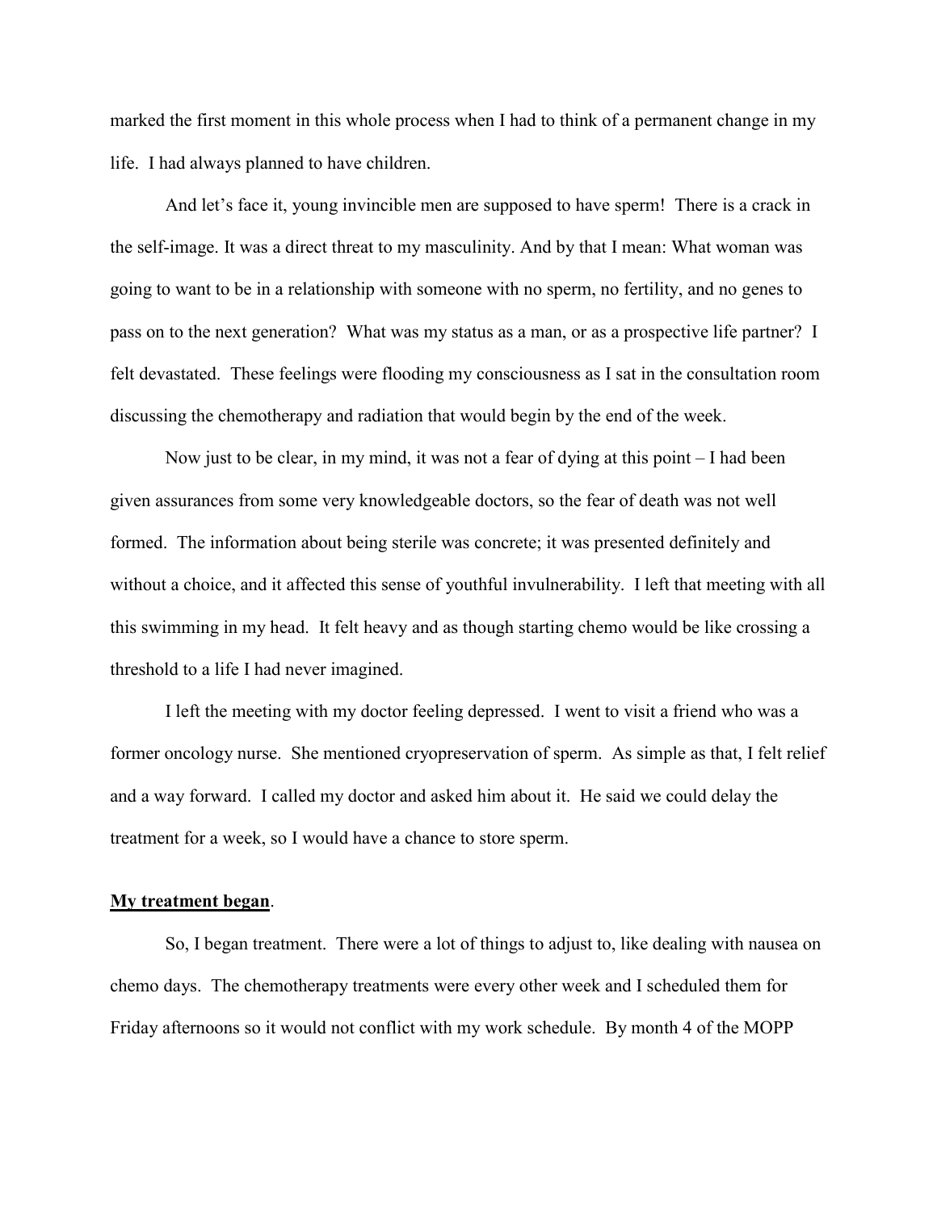marked the first moment in this whole process when I had to think of a permanent change in my life. I had always planned to have children.

And let's face it, young invincible men are supposed to have sperm! There is a crack in the self-image. It was a direct threat to my masculinity. And by that I mean: What woman was going to want to be in a relationship with someone with no sperm, no fertility, and no genes to pass on to the next generation? What was my status as a man, or as a prospective life partner? I felt devastated. These feelings were flooding my consciousness as I sat in the consultation room discussing the chemotherapy and radiation that would begin by the end of the week.

Now just to be clear, in my mind, it was not a fear of dying at this point – I had been given assurances from some very knowledgeable doctors, so the fear of death was not well formed. The information about being sterile was concrete; it was presented definitely and without a choice, and it affected this sense of youthful invulnerability. I left that meeting with all this swimming in my head. It felt heavy and as though starting chemo would be like crossing a threshold to a life I had never imagined.

I left the meeting with my doctor feeling depressed. I went to visit a friend who was a former oncology nurse. She mentioned cryopreservation of sperm. As simple as that, I felt relief and a way forward. I called my doctor and asked him about it. He said we could delay the treatment for a week, so I would have a chance to store sperm.

**My treatment began**.

So, I began treatment. There were a lot of things to adjust to, like dealing with nausea on chemo days. The chemotherapy treatments were every other week and I scheduled them for Friday afternoons so it would not conflict with my work schedule. By month 4 of the MOPP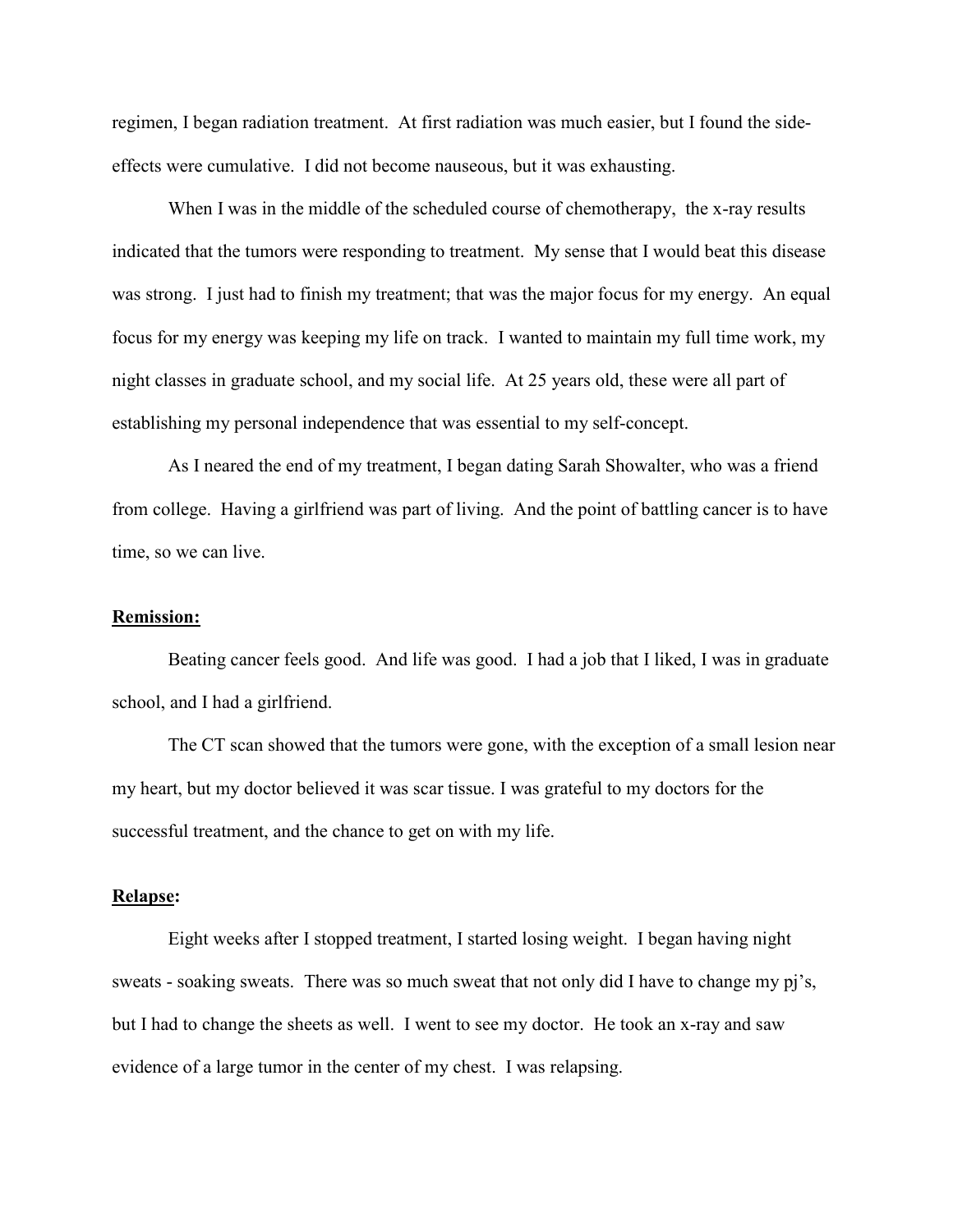regimen, I began radiation treatment. At first radiation was much easier, but I found the side-effects were cumulative. I did not become nauseous, but it was exhausting.

When I was in the middle of the scheduled course of chemotherapy, the x-ray results indicated that the tumors were responding to treatment. My sense that I would beat this disease was strong. I just had to finish my treatment; that was the major focus for my energy. An equal focus for my energy was keeping my life on track. I wanted to maintain my full time work, my night classes in graduate school, and my social life. At 25 years old, these were all part of establishing my personal independence that was essential to my self-concept.

As I neared the end of my treatment, I began dating Sarah Showalter, who was a friend from college. Having a girlfriend was part of living. And the point of battling cancer is to have time, so we can live.

**Remission:**

Beating cancer feels good. And life was good. I had a job that I liked, I was in graduate school, and I had a girlfriend.

The CT scan showed that the tumors were gone, with the exception of a small lesion near my heart, but my doctor believed it was scar tissue. I was grateful to my doctors for the successful treatment, and the chance to get on with my life.

**Relapse:**

Eight weeks after I stopped treatment, I started losing weight. I began having night sweats - soaking sweats. There was so much sweat that not only did I have to change my pj's, but I had to change the sheets as well. I went to see my doctor. He took an x-ray and saw evidence of a large tumor in the center of my chest. I was relapsing.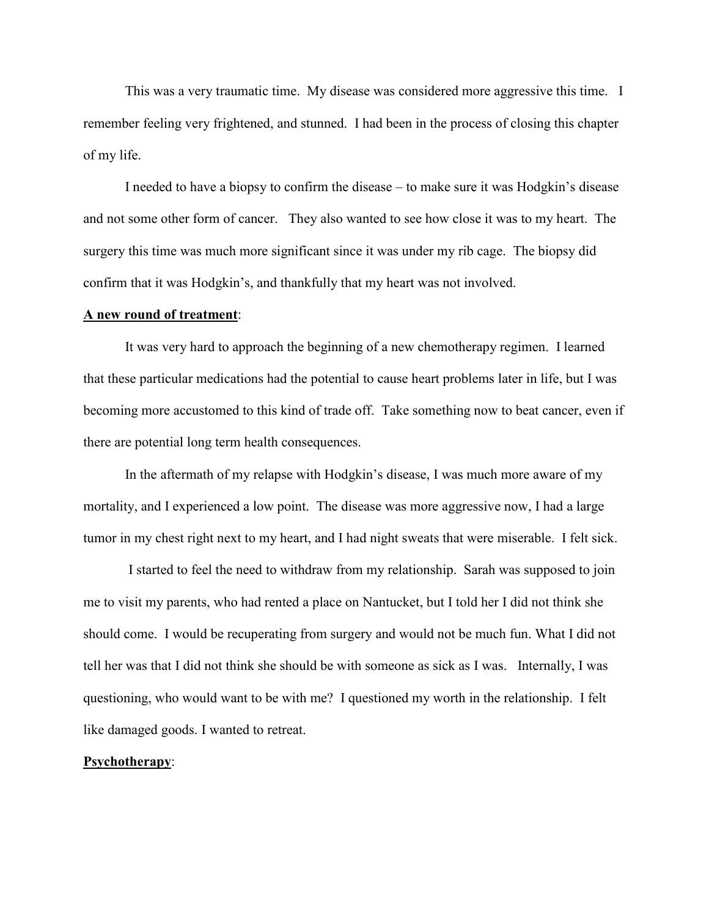This was a very traumatic time. My disease was considered more aggressive this time. I remember feeling very frightened, and stunned. I had been in the process of closing this chapter of my life.

I needed to have a biopsy to confirm the disease – to make sure it was Hodgkin's disease and not some other form of cancer. They also wanted to see how close it was to my heart. The surgery this time was much more significant since it was under my rib cage. The biopsy did confirm that it was Hodgkin's, and thankfully that my heart was not involved.

**<u>A new round of treatment</u>**:

It was very hard to approach the beginning of a new chemotherapy regimen. I learned that these particular medications had the potential to cause heart problems later in life, but I was becoming more accustomed to this kind of trade off. Take something now to beat cancer, even if there are potential long term health consequences.

In the aftermath of my relapse with Hodgkin's disease, I was much more aware of my mortality, and I experienced a low point. The disease was more aggressive now, I had a large tumor in my chest right next to my heart, and I had night sweats that were miserable. I felt sick.

I started to feel the need to withdraw from my relationship. Sarah was supposed to join me to visit my parents, who had rented a place on Nantucket, but I told her I did not think she should come. I would be recuperating from surgery and would not be much fun. What I did not tell her was that I did not think she should be with someone as sick as I was. Internally, I was questioning, who would want to be with me? I questioned my worth in the relationship. I felt like damaged goods. I wanted to retreat.

**<u>Psychotherapy</u>**: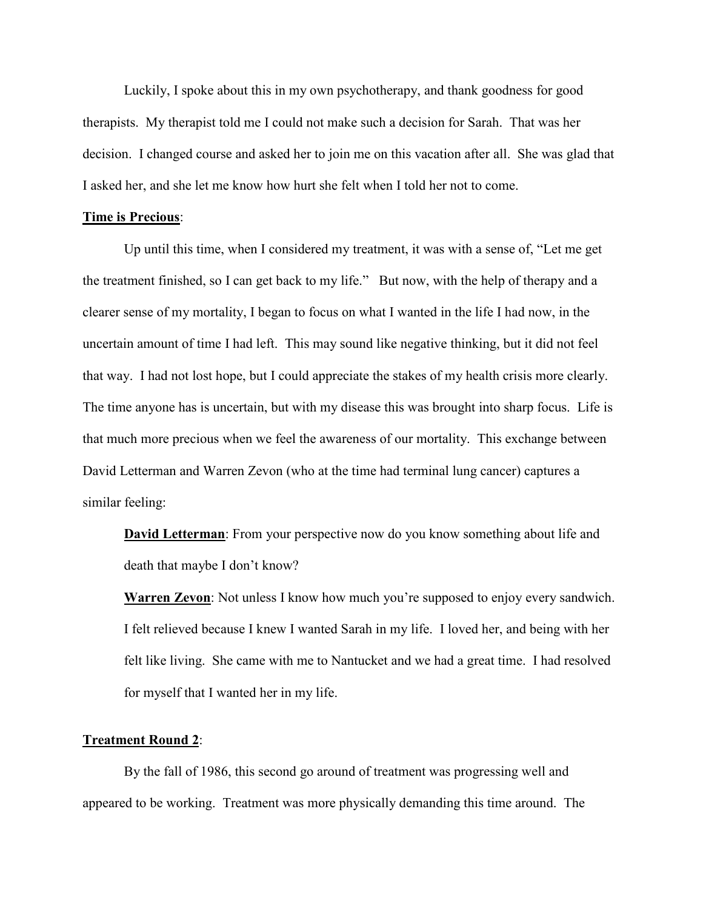Luckily, I spoke about this in my own psychotherapy, and thank goodness for good therapists. My therapist told me I could not make such a decision for Sarah. That was her decision. I changed course and asked her to join me on this vacation after all. She was glad that I asked her, and she let me know how hurt she felt when I told her not to come.

**<u>Time is Precious</u>**:

Up until this time, when I considered my treatment, it was with a sense of, "Let me get the treatment finished, so I can get back to my life." But now, with the help of therapy and a clearer sense of my mortality, I began to focus on what I wanted in the life I had now, in the uncertain amount of time I had left. This may sound like negative thinking, but it did not feel that way. I had not lost hope, but I could appreciate the stakes of my health crisis more clearly. The time anyone has is uncertain, but with my disease this was brought into sharp focus. Life is that much more precious when we feel the awareness of our mortality. This exchange between David Letterman and Warren Zevon (who at the time had terminal lung cancer) captures a similar feeling:

> **<u>David Letterman</u>**: From your perspective now do you know something about life and death that maybe I don't know?
>
> **<u>Warren Zevon</u>**: Not unless I know how much you're supposed to enjoy every sandwich.
> I felt relieved because I knew I wanted Sarah in my life. I loved her, and being with her felt like living. She came with me to Nantucket and we had a great time. I had resolved for myself that I wanted her in my life.

**<u>Treatment Round 2</u>**:

By the fall of 1986, this second go around of treatment was progressing well and appeared to be working. Treatment was more physically demanding this time around. The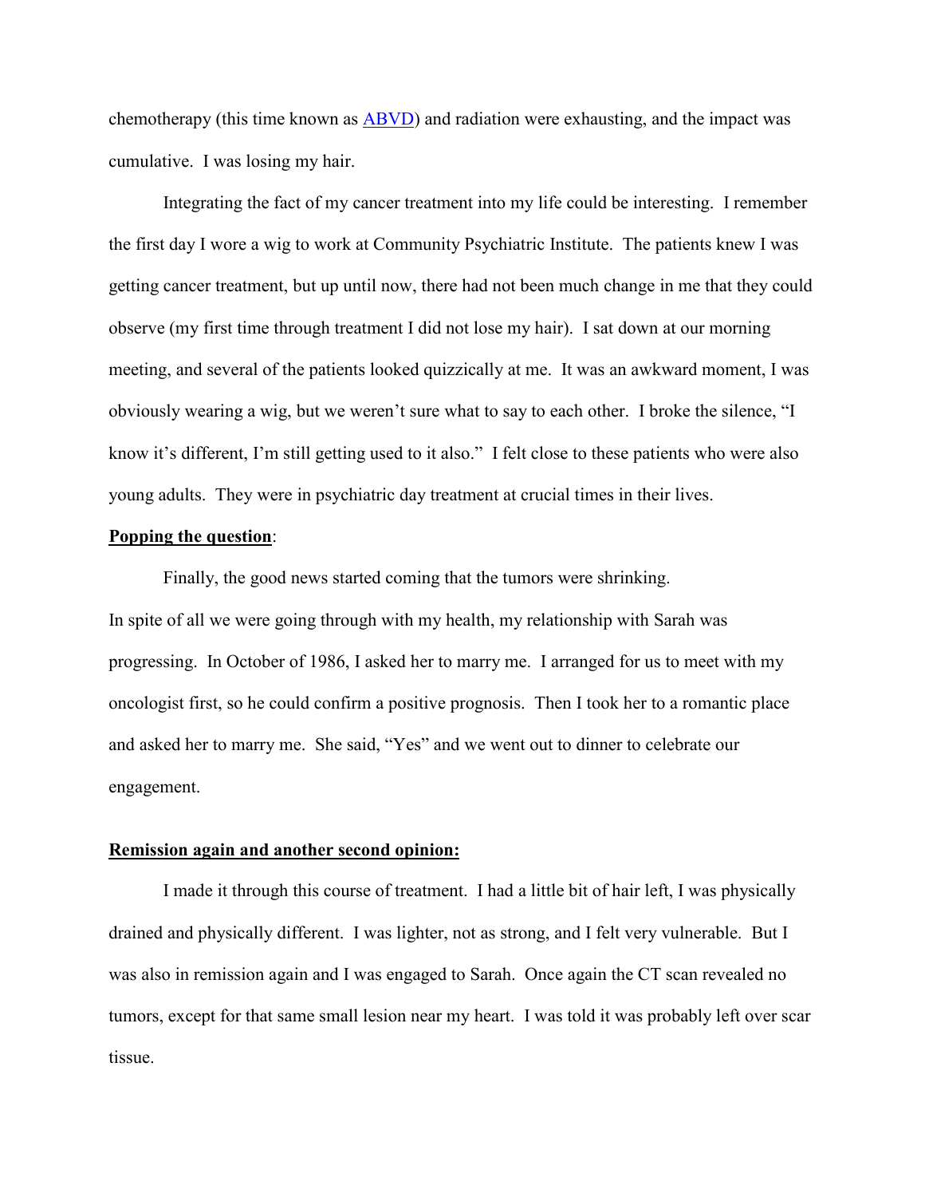chemotherapy (this time known as [ABVD]) and radiation were exhausting, and the impact was cumulative. I was losing my hair.

Integrating the fact of my cancer treatment into my life could be interesting. I remember the first day I wore a wig to work at Community Psychiatric Institute. The patients knew I was getting cancer treatment, but up until now, there had not been much change in me that they could observe (my first time through treatment I did not lose my hair). I sat down at our morning meeting, and several of the patients looked quizzically at me. It was an awkward moment, I was obviously wearing a wig, but we weren't sure what to say to each other. I broke the silence, "I know it's different, I'm still getting used to it also." I felt close to these patients who were also young adults. They were in psychiatric day treatment at crucial times in their lives.

**Popping the question**:

Finally, the good news started coming that the tumors were shrinking.
In spite of all we were going through with my health, my relationship with Sarah was progressing. In October of 1986, I asked her to marry me. I arranged for us to meet with my oncologist first, so he could confirm a positive prognosis. Then I took her to a romantic place and asked her to marry me. She said, "Yes" and we went out to dinner to celebrate our engagement.

**Remission again and another second opinion:**

I made it through this course of treatment. I had a little bit of hair left, I was physically drained and physically different. I was lighter, not as strong, and I felt very vulnerable. But I was also in remission again and I was engaged to Sarah. Once again the CT scan revealed no tumors, except for that same small lesion near my heart. I was told it was probably left over scar tissue.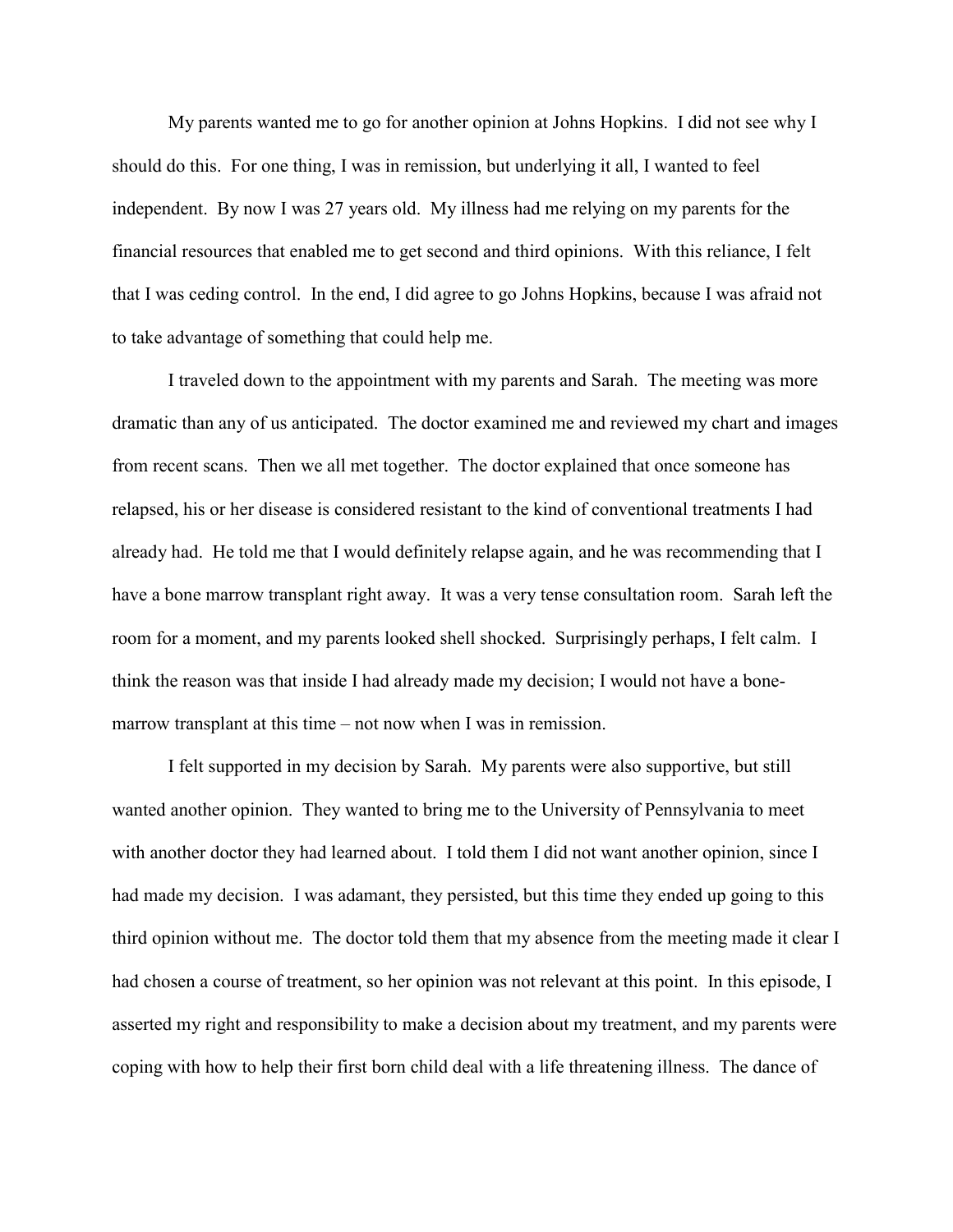My parents wanted me to go for another opinion at Johns Hopkins. I did not see why I should do this. For one thing, I was in remission, but underlying it all, I wanted to feel independent. By now I was 27 years old. My illness had me relying on my parents for the financial resources that enabled me to get second and third opinions. With this reliance, I felt that I was ceding control. In the end, I did agree to go Johns Hopkins, because I was afraid not to take advantage of something that could help me.

I traveled down to the appointment with my parents and Sarah. The meeting was more dramatic than any of us anticipated. The doctor examined me and reviewed my chart and images from recent scans. Then we all met together. The doctor explained that once someone has relapsed, his or her disease is considered resistant to the kind of conventional treatments I had already had. He told me that I would definitely relapse again, and he was recommending that I have a bone marrow transplant right away. It was a very tense consultation room. Sarah left the room for a moment, and my parents looked shell shocked. Surprisingly perhaps, I felt calm. I think the reason was that inside I had already made my decision; I would not have a bone-marrow transplant at this time – not now when I was in remission.

I felt supported in my decision by Sarah. My parents were also supportive, but still wanted another opinion. They wanted to bring me to the University of Pennsylvania to meet with another doctor they had learned about. I told them I did not want another opinion, since I had made my decision. I was adamant, they persisted, but this time they ended up going to this third opinion without me. The doctor told them that my absence from the meeting made it clear I had chosen a course of treatment, so her opinion was not relevant at this point. In this episode, I asserted my right and responsibility to make a decision about my treatment, and my parents were coping with how to help their first born child deal with a life threatening illness. The dance of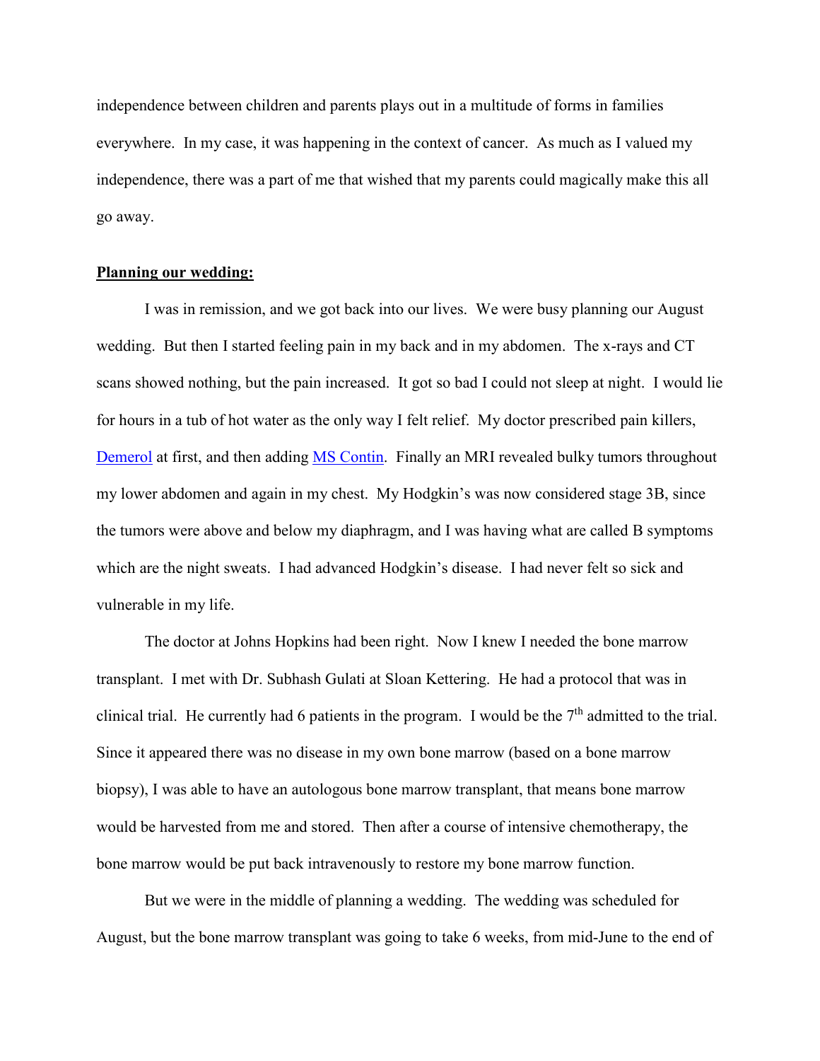independence between children and parents plays out in a multitude of forms in families everywhere. In my case, it was happening in the context of cancer. As much as I valued my independence, there was a part of me that wished that my parents could magically make this all go away.

**Planning our wedding:**

I was in remission, and we got back into our lives. We were busy planning our August wedding. But then I started feeling pain in my back and in my abdomen. The x-rays and CT scans showed nothing, but the pain increased. It got so bad I could not sleep at night. I would lie for hours in a tub of hot water as the only way I felt relief. My doctor prescribed pain killers, Demerol at first, and then adding MS Contin. Finally an MRI revealed bulky tumors throughout my lower abdomen and again in my chest. My Hodgkin's was now considered stage 3B, since the tumors were above and below my diaphragm, and I was having what are called B symptoms which are the night sweats. I had advanced Hodgkin's disease. I had never felt so sick and vulnerable in my life.

The doctor at Johns Hopkins had been right. Now I knew I needed the bone marrow transplant. I met with Dr. Subhash Gulati at Sloan Kettering. He had a protocol that was in clinical trial. He currently had 6 patients in the program. I would be the 7th admitted to the trial. Since it appeared there was no disease in my own bone marrow (based on a bone marrow biopsy), I was able to have an autologous bone marrow transplant, that means bone marrow would be harvested from me and stored. Then after a course of intensive chemotherapy, the bone marrow would be put back intravenously to restore my bone marrow function.

But we were in the middle of planning a wedding. The wedding was scheduled for August, but the bone marrow transplant was going to take 6 weeks, from mid-June to the end of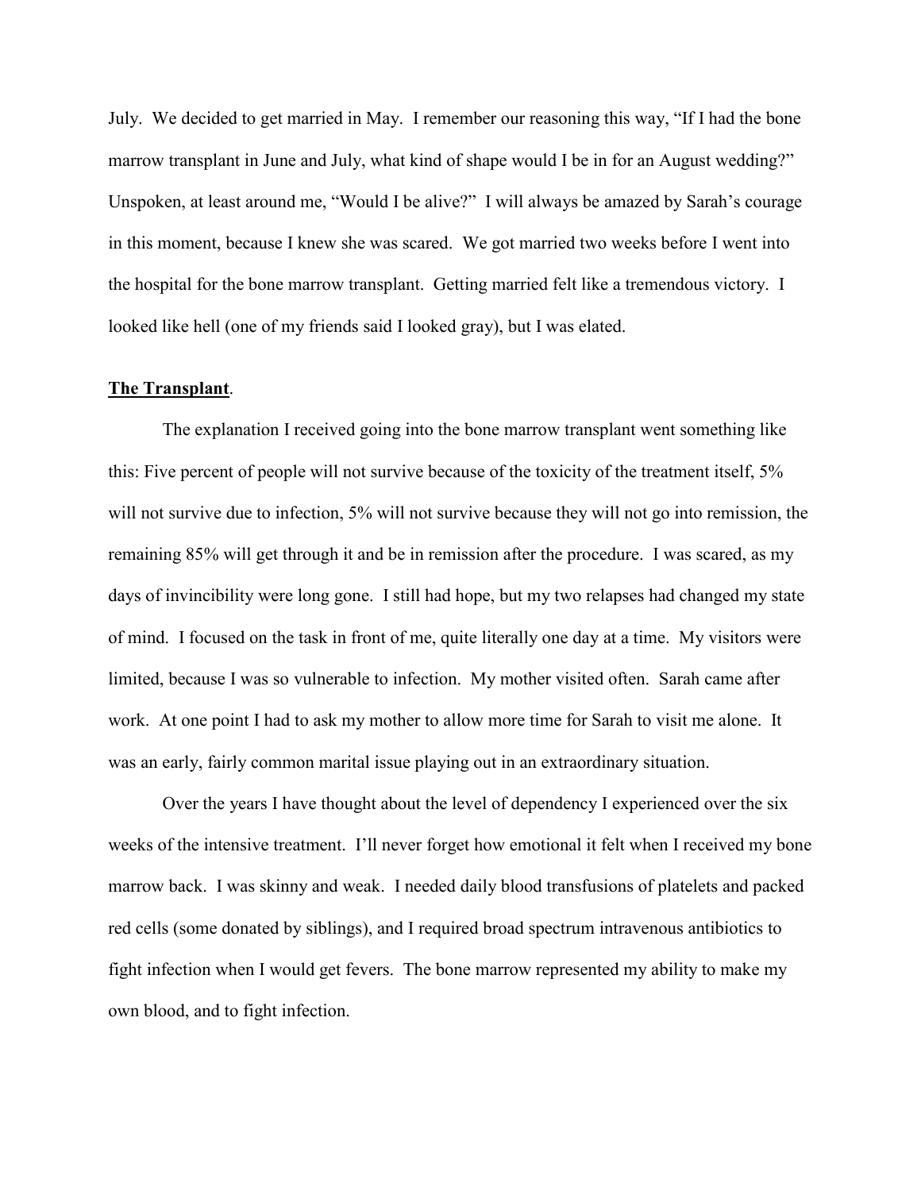July. We decided to get married in May. I remember our reasoning this way, "If I had the bone marrow transplant in June and July, what kind of shape would I be in for an August wedding?" Unspoken, at least around me, "Would I be alive?" I will always be amazed by Sarah's courage in this moment, because I knew she was scared. We got married two weeks before I went into the hospital for the bone marrow transplant. Getting married felt like a tremendous victory. I looked like hell (one of my friends said I looked gray), but I was elated.

**The Transplant**.

The explanation I received going into the bone marrow transplant went something like this: Five percent of people will not survive because of the toxicity of the treatment itself, 5% will not survive due to infection, 5% will not survive because they will not go into remission, the remaining 85% will get through it and be in remission after the procedure. I was scared, as my days of invincibility were long gone. I still had hope, but my two relapses had changed my state of mind. I focused on the task in front of me, quite literally one day at a time. My visitors were limited, because I was so vulnerable to infection. My mother visited often. Sarah came after work. At one point I had to ask my mother to allow more time for Sarah to visit me alone. It was an early, fairly common marital issue playing out in an extraordinary situation.

Over the years I have thought about the level of dependency I experienced over the six weeks of the intensive treatment. I'll never forget how emotional it felt when I received my bone marrow back. I was skinny and weak. I needed daily blood transfusions of platelets and packed red cells (some donated by siblings), and I required broad spectrum intravenous antibiotics to fight infection when I would get fevers. The bone marrow represented my ability to make my own blood, and to fight infection.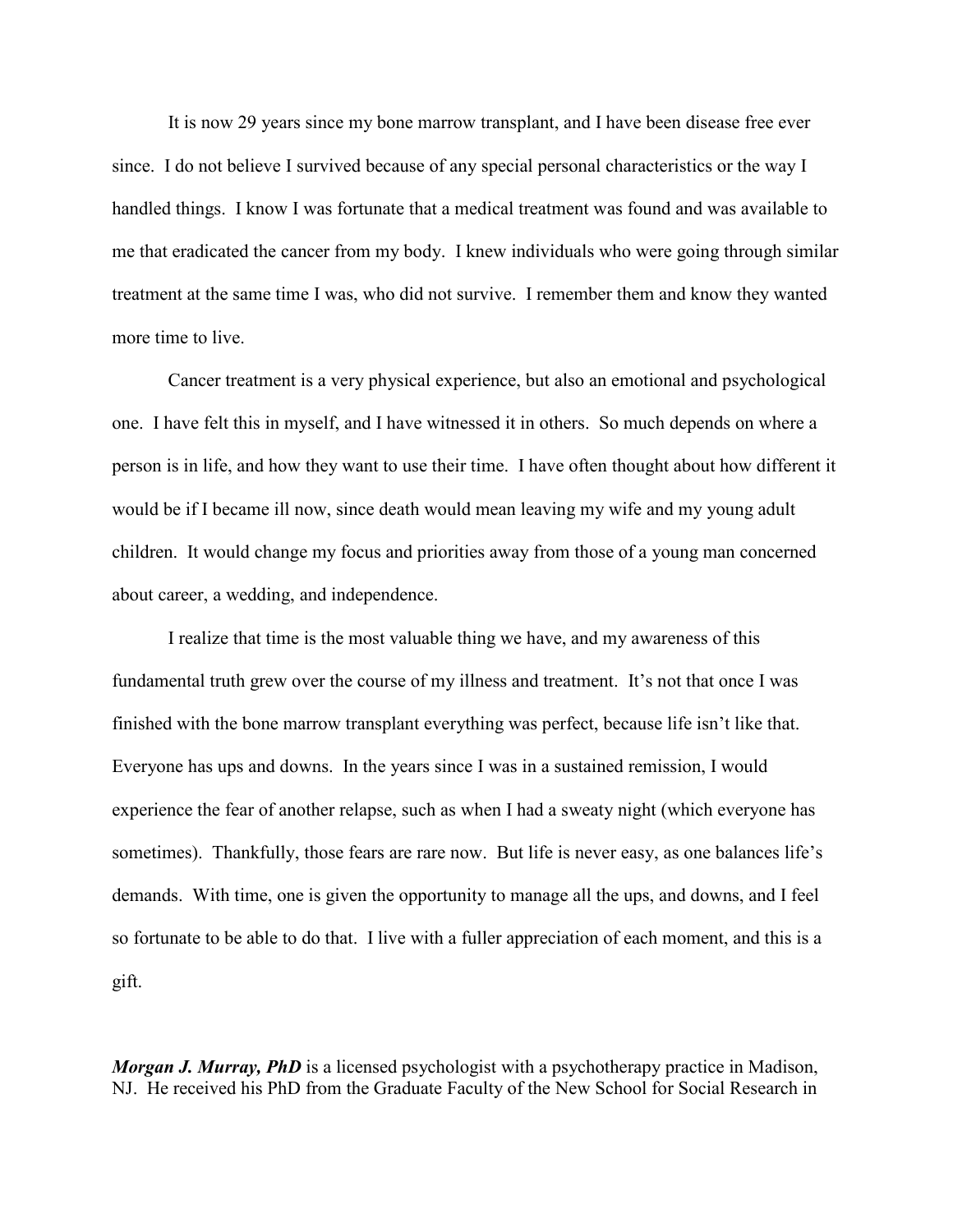It is now 29 years since my bone marrow transplant, and I have been disease free ever since. I do not believe I survived because of any special personal characteristics or the way I handled things. I know I was fortunate that a medical treatment was found and was available to me that eradicated the cancer from my body. I knew individuals who were going through similar treatment at the same time I was, who did not survive. I remember them and know they wanted more time to live.

Cancer treatment is a very physical experience, but also an emotional and psychological one. I have felt this in myself, and I have witnessed it in others. So much depends on where a person is in life, and how they want to use their time. I have often thought about how different it would be if I became ill now, since death would mean leaving my wife and my young adult children. It would change my focus and priorities away from those of a young man concerned about career, a wedding, and independence.

I realize that time is the most valuable thing we have, and my awareness of this fundamental truth grew over the course of my illness and treatment. It's not that once I was finished with the bone marrow transplant everything was perfect, because life isn't like that. Everyone has ups and downs. In the years since I was in a sustained remission, I would experience the fear of another relapse, such as when I had a sweaty night (which everyone has sometimes). Thankfully, those fears are rare now. But life is never easy, as one balances life's demands. With time, one is given the opportunity to manage all the ups, and downs, and I feel so fortunate to be able to do that. I live with a fuller appreciation of each moment, and this is a gift.

***Morgan J. Murray, PhD*** is a licensed psychologist with a psychotherapy practice in Madison, NJ. He received his PhD from the Graduate Faculty of the New School for Social Research in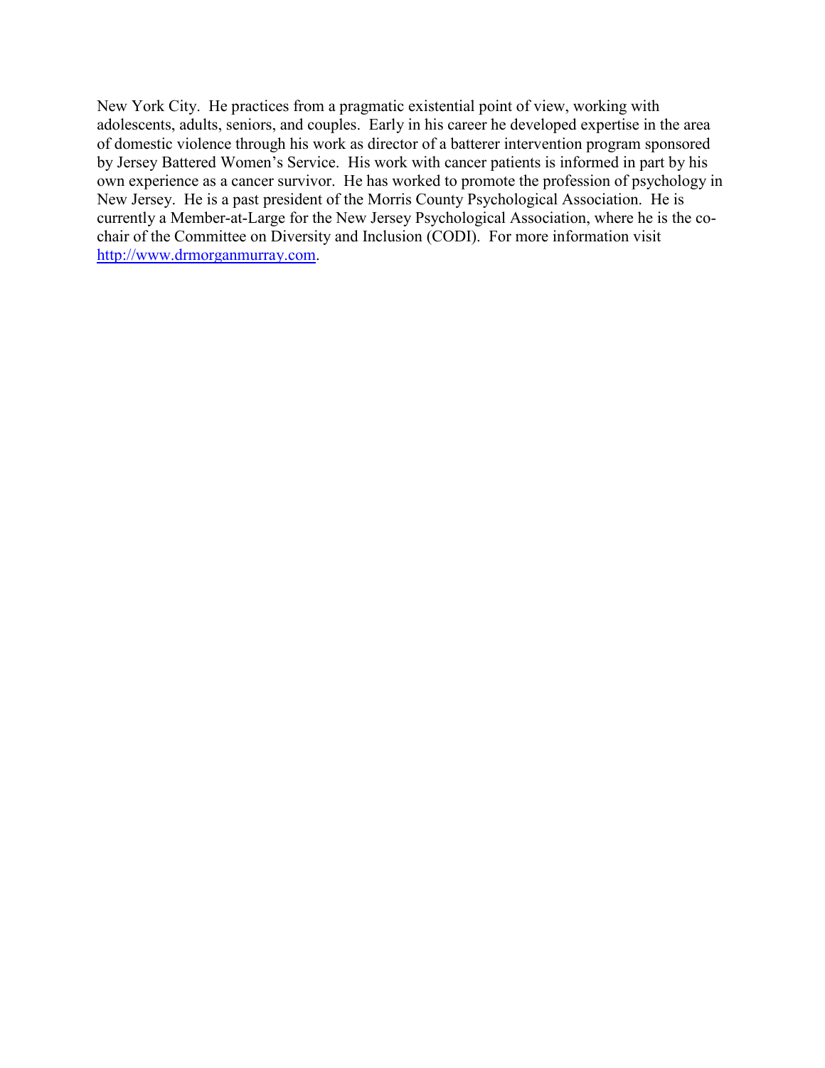New York City. He practices from a pragmatic existential point of view, working with adolescents, adults, seniors, and couples. Early in his career he developed expertise in the area of domestic violence through his work as director of a batterer intervention program sponsored by Jersey Battered Women's Service. His work with cancer patients is informed in part by his own experience as a cancer survivor. He has worked to promote the profession of psychology in New Jersey. He is a past president of the Morris County Psychological Association. He is currently a Member-at-Large for the New Jersey Psychological Association, where he is the co-chair of the Committee on Diversity and Inclusion (CODI). For more information visit http://www.drmorganmurray.com.